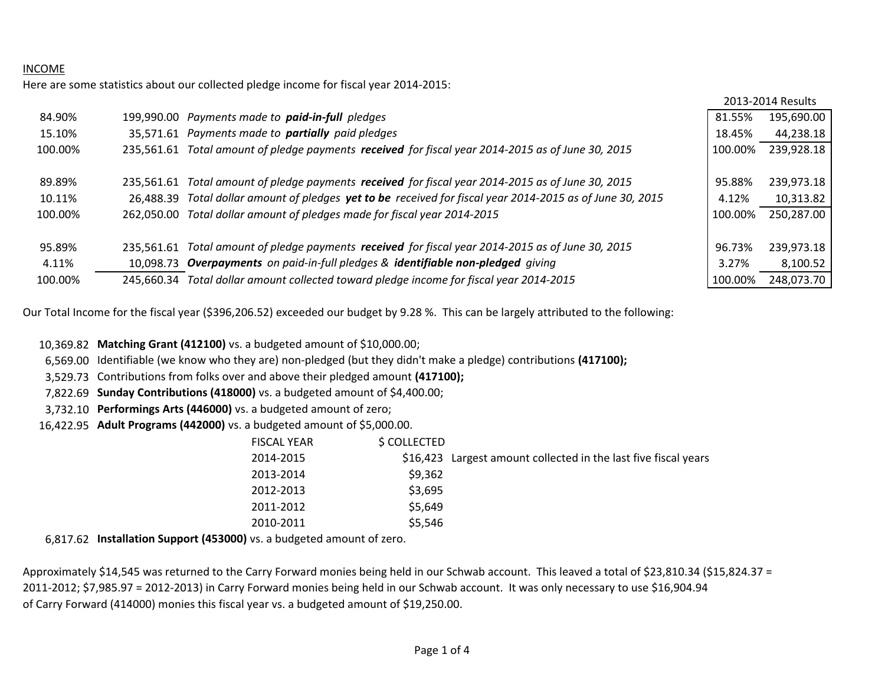INCOME

Here are some statistics about our collected pledge income for fiscal year 2014-2015:

| | | | 2013-2014 Results | |
|---|---|---|---|---|
| 84.90% | 199,990.00 | *Payments made to* ***paid-in-full*** *pledges* | 81.55% | 195,690.00 |
| 15.10% | 35,571.61 | *Payments made to* ***partially*** *paid pledges* | 18.45% | 44,238.18 |
| 100.00% | 235,561.61 | *Total amount of pledge payments* ***received*** *for fiscal year 2014-2015 as of June 30, 2015* | 100.00% | 239,928.18 |
| | | | | |
| 89.89% | 235,561.61 | *Total amount of pledge payments* ***received*** *for fiscal year 2014-2015 as of June 30, 2015* | 95.88% | 239,973.18 |
| 10.11% | 26,488.39 | *Total dollar amount of pledges* ***yet to be*** *received for fiscal year 2014-2015 as of June 30, 2015* | 4.12% | 10,313.82 |
| 100.00% | 262,050.00 | *Total dollar amount of pledges made for fiscal year 2014-2015* | 100.00% | 250,287.00 |
| | | | | |
| 95.89% | 235,561.61 | *Total amount of pledge payments* ***received*** *for fiscal year 2014-2015 as of June 30, 2015* | 96.73% | 239,973.18 |
| 4.11% | 10,098.73 | ***Overpayments*** *on paid-in-full pledges &* ***identifiable non-pledged*** *giving* | 3.27% | 8,100.52 |
| 100.00% | 245,660.34 | *Total dollar amount collected toward pledge income for fiscal year 2014-2015* | 100.00% | 248,073.70 |

Our Total Income for the fiscal year ($396,206.52) exceeded our budget by 9.28 %. This can be largely attributed to the following:

- 10,369.82 **Matching Grant (412100)** vs. a budgeted amount of $10,000.00;
- 6,569.00 Identifiable (we know who they are) non-pledged (but they didn't make a pledge) contributions **(417100);**
- 3,529.73 Contributions from folks over and above their pledged amount **(417100);**
- 7,822.69 **Sunday Contributions (418000)** vs. a budgeted amount of $4,400.00;
- 3,732.10 **Performings Arts (446000)** vs. a budgeted amount of zero;
- 16,422.95 **Adult Programs (442000)** vs. a budgeted amount of $5,000.00.

| FISCAL YEAR | $ COLLECTED | |
|---|---|---|
| 2014-2015 | $16,423 | Largest amount collected in the last five fiscal years |
| 2013-2014 | $9,362 | |
| 2012-2013 | $3,695 | |
| 2011-2012 | $5,649 | |
| 2010-2011 | $5,546 | |

- 6,817.62 **Installation Support (453000)** vs. a budgeted amount of zero.

Approximately $14,545 was returned to the Carry Forward monies being held in our Schwab account. This leaved a total of $23,810.34 ($15,824.37 = 2011-2012; $7,985.97 = 2012-2013) in Carry Forward monies being held in our Schwab account. It was only necessary to use $16,904.94 of Carry Forward (414000) monies this fiscal year vs. a budgeted amount of $19,250.00.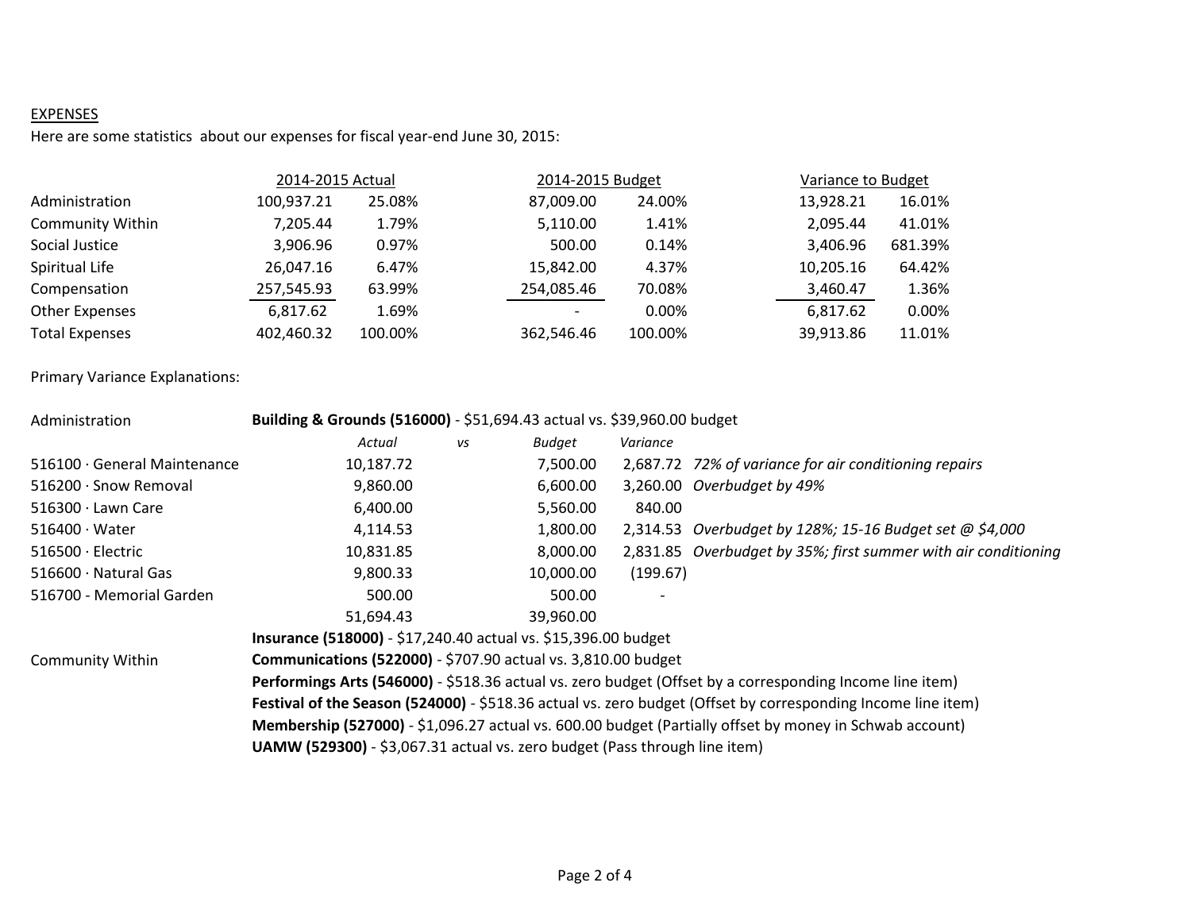EXPENSES

Here are some statistics about our expenses for fiscal year-end June 30, 2015:

| | 2014-2015 Actual | | 2014-2015 Budget | | Variance to Budget | |
|---|---|---|---|---|---|---|
| Administration | 100,937.21 | 25.08% | 87,009.00 | 24.00% | 13,928.21 | 16.01% |
| Community Within | 7,205.44 | 1.79% | 5,110.00 | 1.41% | 2,095.44 | 41.01% |
| Social Justice | 3,906.96 | 0.97% | 500.00 | 0.14% | 3,406.96 | 681.39% |
| Spiritual Life | 26,047.16 | 6.47% | 15,842.00 | 4.37% | 10,205.16 | 64.42% |
| Compensation | 257,545.93 | 63.99% | 254,085.46 | 70.08% | 3,460.47 | 1.36% |
| Other Expenses | 6,817.62 | 1.69% | - | 0.00% | 6,817.62 | 0.00% |
| Total Expenses | 402,460.32 | 100.00% | 362,546.46 | 100.00% | 39,913.86 | 11.01% |

Primary Variance Explanations:

Administration

**Building & Grounds (516000)** - $51,694.43 actual vs. $39,960.00 budget

| | *Actual* | *vs* | *Budget* | *Variance* | |
|---|---|---|---|---|---|
| 516100 · General Maintenance | 10,187.72 | | 7,500.00 | 2,687.72 | *72% of variance for air conditioning repairs* |
| 516200 · Snow Removal | 9,860.00 | | 6,600.00 | 3,260.00 | *Overbudget by 49%* |
| 516300 · Lawn Care | 6,400.00 | | 5,560.00 | 840.00 | |
| 516400 · Water | 4,114.53 | | 1,800.00 | 2,314.53 | *Overbudget by 128%; 15-16 Budget set @ $4,000* |
| 516500 · Electric | 10,831.85 | | 8,000.00 | 2,831.85 | *Overbudget by 35%; first summer with air conditioning* |
| 516600 · Natural Gas | 9,800.33 | | 10,000.00 | (199.67) | |
| 516700 - Memorial Garden | 500.00 | | 500.00 | - | |
| | 51,694.43 | | 39,960.00 | | |

**Insurance (518000)** - $17,240.40 actual vs. $15,396.00 budget

Community Within

**Communications (522000)** - $707.90 actual vs. 3,810.00 budget

**Performings Arts (546000)** - $518.36 actual vs. zero budget (Offset by a corresponding Income line item)

**Festival of the Season (524000)** - $518.36 actual vs. zero budget (Offset by corresponding Income line item)

**Membership (527000)** - $1,096.27 actual vs. 600.00 budget (Partially offset by money in Schwab account)

**UAMW (529300)** - $3,067.31 actual vs. zero budget (Pass through line item)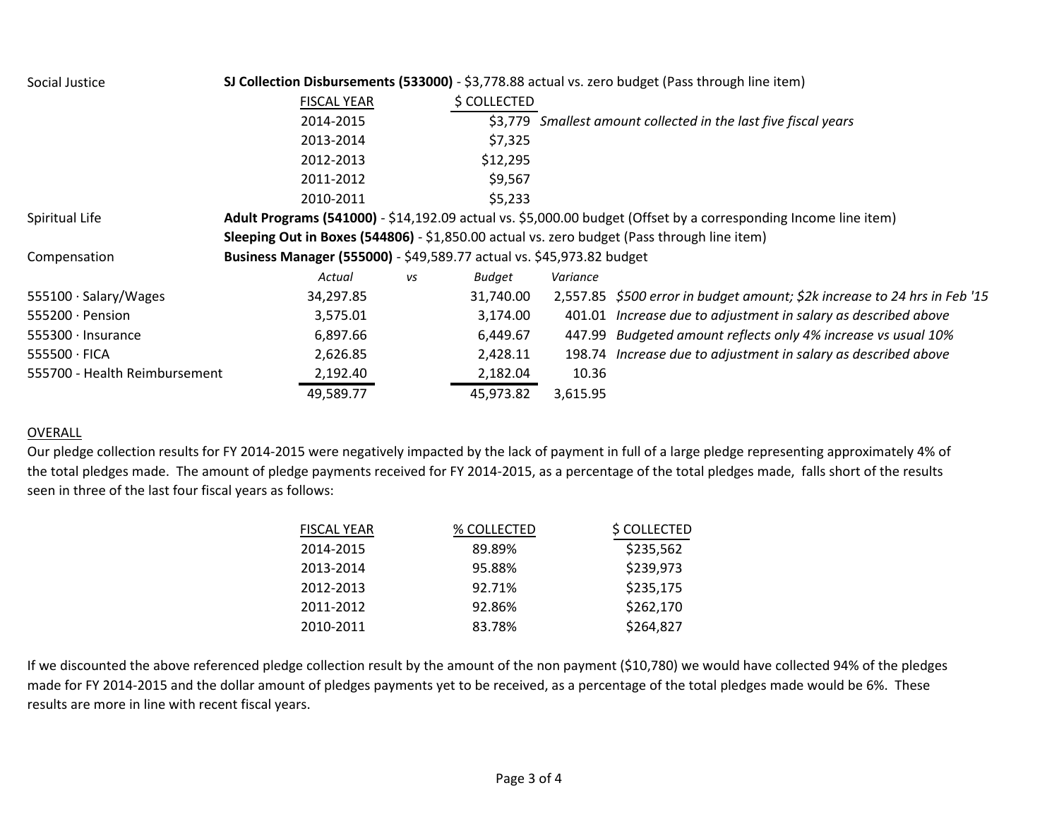Social Justice

**SJ Collection Disbursements (533000)** - $3,778.88 actual vs. zero budget (Pass through line item)

| FISCAL YEAR | $ COLLECTED | |
|---|---|---|
| 2014-2015 | $3,779 | *Smallest amount collected in the last five fiscal years* |
| 2013-2014 | $7,325 | |
| 2012-2013 | $12,295 | |
| 2011-2012 | $9,567 | |
| 2010-2011 | $5,233 | |

Spiritual Life

**Adult Programs (541000)** - $14,192.09 actual vs. $5,000.00 budget (Offset by a corresponding Income line item)

**Sleeping Out in Boxes (544806)** - $1,850.00 actual vs. zero budget (Pass through line item)

Compensation

**Business Manager (555000)** - $49,589.77 actual vs. $45,973.82 budget

| | *Actual* | *vs* | *Budget* | *Variance* | |
|---|---|---|---|---|---|
| 555100 · Salary/Wages | 34,297.85 | | 31,740.00 | 2,557.85 | *$500 error in budget amount; $2k increase to 24 hrs in Feb '15* |
| 555200 · Pension | 3,575.01 | | 3,174.00 | 401.01 | *Increase due to adjustment in salary as described above* |
| 555300 · Insurance | 6,897.66 | | 6,449.67 | 447.99 | *Budgeted amount reflects only 4% increase vs usual 10%* |
| 555500 · FICA | 2,626.85 | | 2,428.11 | 198.74 | *Increase due to adjustment in salary as described above* |
| 555700 - Health Reimbursement | 2,192.40 | | 2,182.04 | 10.36 | |
| | 49,589.77 | | 45,973.82 | 3,615.95 | |

OVERALL

Our pledge collection results for FY 2014-2015 were negatively impacted by the lack of payment in full of a large pledge representing approximately 4% of the total pledges made. The amount of pledge payments received for FY 2014-2015, as a percentage of the total pledges made, falls short of the results seen in three of the last four fiscal years as follows:

| FISCAL YEAR | % COLLECTED | $ COLLECTED |
|---|---|---|
| 2014-2015 | 89.89% | $235,562 |
| 2013-2014 | 95.88% | $239,973 |
| 2012-2013 | 92.71% | $235,175 |
| 2011-2012 | 92.86% | $262,170 |
| 2010-2011 | 83.78% | $264,827 |

If we discounted the above referenced pledge collection result by the amount of the non payment ($10,780) we would have collected 94% of the pledges made for FY 2014-2015 and the dollar amount of pledges payments yet to be received, as a percentage of the total pledges made would be 6%. These results are more in line with recent fiscal years.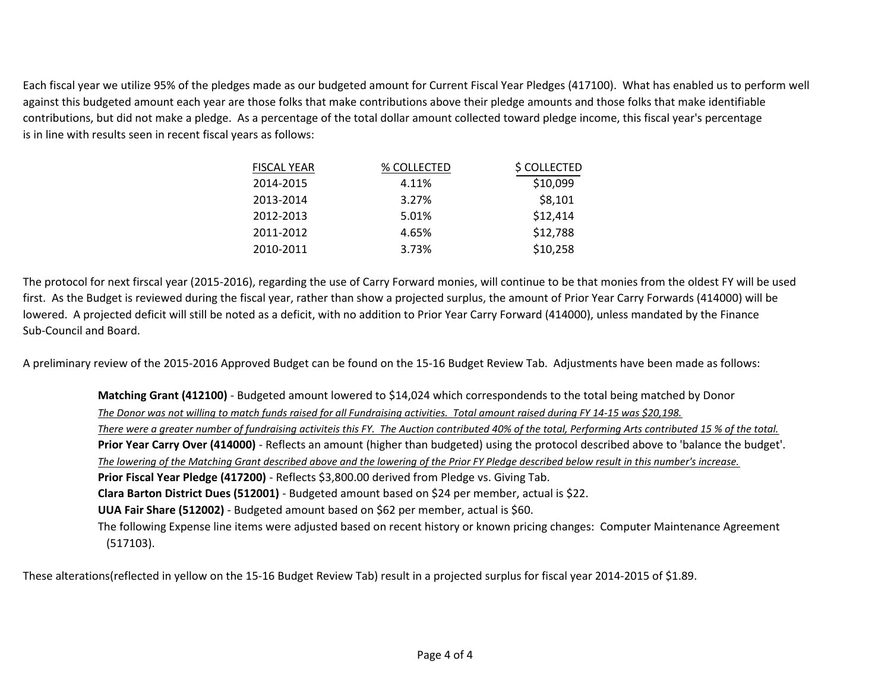Each fiscal year we utilize 95% of the pledges made as our budgeted amount for Current Fiscal Year Pledges (417100). What has enabled us to perform well against this budgeted amount each year are those folks that make contributions above their pledge amounts and those folks that make identifiable contributions, but did not make a pledge. As a percentage of the total dollar amount collected toward pledge income, this fiscal year's percentage is in line with results seen in recent fiscal years as follows:

| FISCAL YEAR | % COLLECTED | $ COLLECTED |
|---|---|---|
| 2014-2015 | 4.11% | $10,099 |
| 2013-2014 | 3.27% | $8,101 |
| 2012-2013 | 5.01% | $12,414 |
| 2011-2012 | 4.65% | $12,788 |
| 2010-2011 | 3.73% | $10,258 |

The protocol for next firscal year (2015-2016), regarding the use of Carry Forward monies, will continue to be that monies from the oldest FY will be used first. As the Budget is reviewed during the fiscal year, rather than show a projected surplus, the amount of Prior Year Carry Forwards (414000) will be lowered. A projected deficit will still be noted as a deficit, with no addition to Prior Year Carry Forward (414000), unless mandated by the Finance Sub-Council and Board.

A preliminary review of the 2015-2016 Approved Budget can be found on the 15-16 Budget Review Tab. Adjustments have been made as follows:

**Matching Grant (412100)** - Budgeted amount lowered to $14,024 which correspondends to the total being matched by Donor
*The Donor was not willing to match funds raised for all Fundraising activities. Total amount raised during FY 14-15 was $20,198.*
*There were a greater number of fundraising activiteis this FY. The Auction contributed 40% of the total, Performing Arts contributed 15 % of the total.*
**Prior Year Carry Over (414000)** - Reflects an amount (higher than budgeted) using the protocol described above to 'balance the budget'.
*The lowering of the Matching Grant described above and the lowering of the Prior FY Pledge described below result in this number's increase.*
**Prior Fiscal Year Pledge (417200)** - Reflects $3,800.00 derived from Pledge vs. Giving Tab.
**Clara Barton District Dues (512001)** - Budgeted amount based on $24 per member, actual is $22.
**UUA Fair Share (512002)** - Budgeted amount based on $62 per member, actual is $60.
The following Expense line items were adjusted based on recent history or known pricing changes: Computer Maintenance Agreement (517103).

These alterations(reflected in yellow on the 15-16 Budget Review Tab) result in a projected surplus for fiscal year 2014-2015 of $1.89.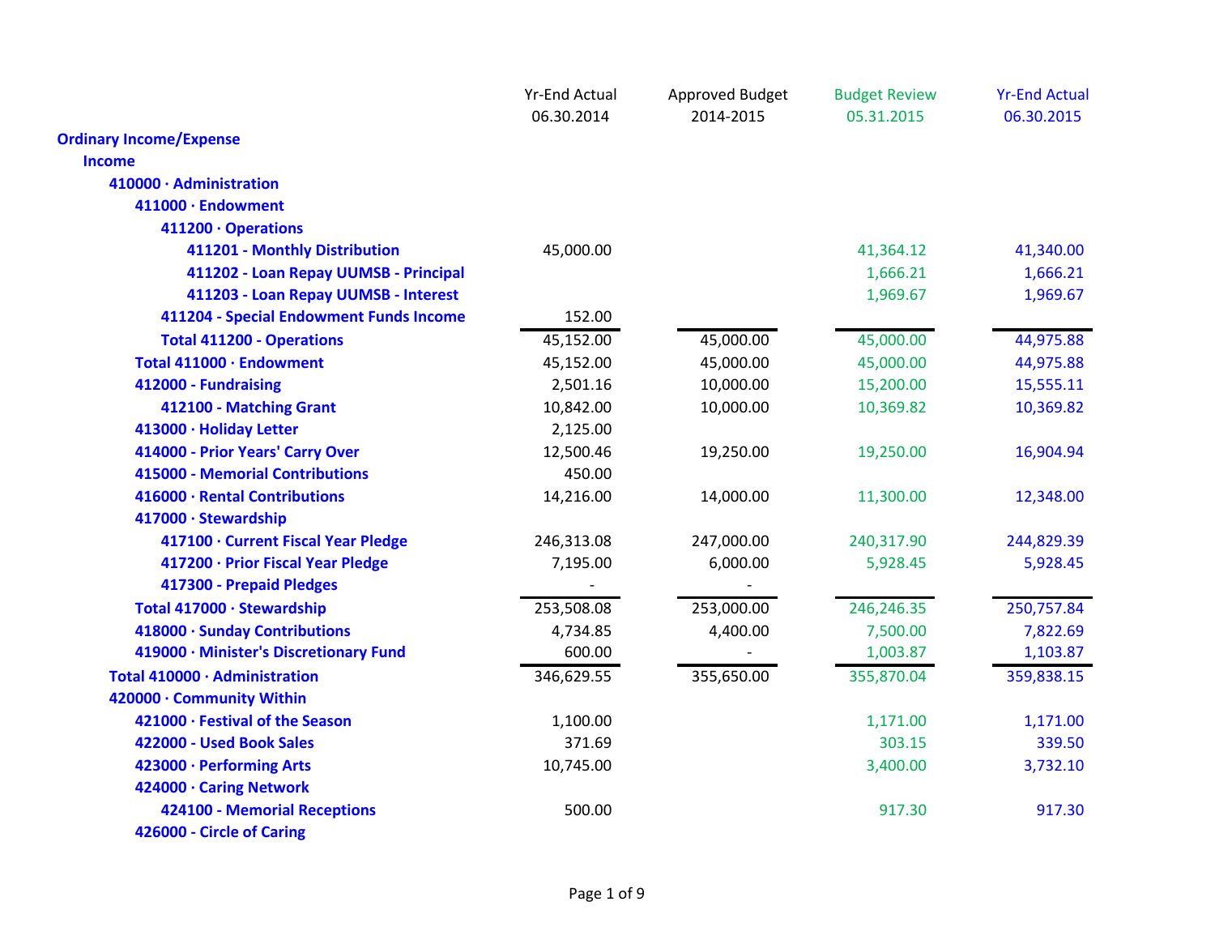| | Yr-End Actual 06.30.2014 | Approved Budget 2014-2015 | Budget Review 05.31.2015 | Yr-End Actual 06.30.2015 |
|---|---|---|---|---|
| **Ordinary Income/Expense** | | | | |
| **Income** | | | | |
| **410000 · Administration** | | | | |
| **411000 · Endowment** | | | | |
| **411200 · Operations** | | | | |
| **411201 - Monthly Distribution** | 45,000.00 | | 41,364.12 | 41,340.00 |
| **411202 - Loan Repay UUMSB - Principal** | | | 1,666.21 | 1,666.21 |
| **411203 - Loan Repay UUMSB - Interest** | | | 1,969.67 | 1,969.67 |
| **411204 - Special Endowment Funds Income** | 152.00 | | | |
| **Total 411200 - Operations** | 45,152.00 | 45,000.00 | 45,000.00 | 44,975.88 |
| **Total 411000 · Endowment** | 45,152.00 | 45,000.00 | 45,000.00 | 44,975.88 |
| **412000 - Fundraising** | 2,501.16 | 10,000.00 | 15,200.00 | 15,555.11 |
| **412100 - Matching Grant** | 10,842.00 | 10,000.00 | 10,369.82 | 10,369.82 |
| **413000 · Holiday Letter** | 2,125.00 | | | |
| **414000 - Prior Years' Carry Over** | 12,500.46 | 19,250.00 | 19,250.00 | 16,904.94 |
| **415000 - Memorial Contributions** | 450.00 | | | |
| **416000 · Rental Contributions** | 14,216.00 | 14,000.00 | 11,300.00 | 12,348.00 |
| **417000 · Stewardship** | | | | |
| **417100 · Current Fiscal Year Pledge** | 246,313.08 | 247,000.00 | 240,317.90 | 244,829.39 |
| **417200 · Prior Fiscal Year Pledge** | 7,195.00 | 6,000.00 | 5,928.45 | 5,928.45 |
| **417300 - Prepaid Pledges** | - | - | | |
| **Total 417000 · Stewardship** | 253,508.08 | 253,000.00 | 246,246.35 | 250,757.84 |
| **418000 · Sunday Contributions** | 4,734.85 | 4,400.00 | 7,500.00 | 7,822.69 |
| **419000 · Minister's Discretionary Fund** | 600.00 | - | 1,003.87 | 1,103.87 |
| **Total 410000 · Administration** | 346,629.55 | 355,650.00 | 355,870.04 | 359,838.15 |
| **420000 · Community Within** | | | | |
| **421000 · Festival of the Season** | 1,100.00 | | 1,171.00 | 1,171.00 |
| **422000 - Used Book Sales** | 371.69 | | 303.15 | 339.50 |
| **423000 · Performing Arts** | 10,745.00 | | 3,400.00 | 3,732.10 |
| **424000 · Caring Network** | | | | |
| **424100 - Memorial Receptions** | 500.00 | | 917.30 | 917.30 |
| **426000 - Circle of Caring** | | | | |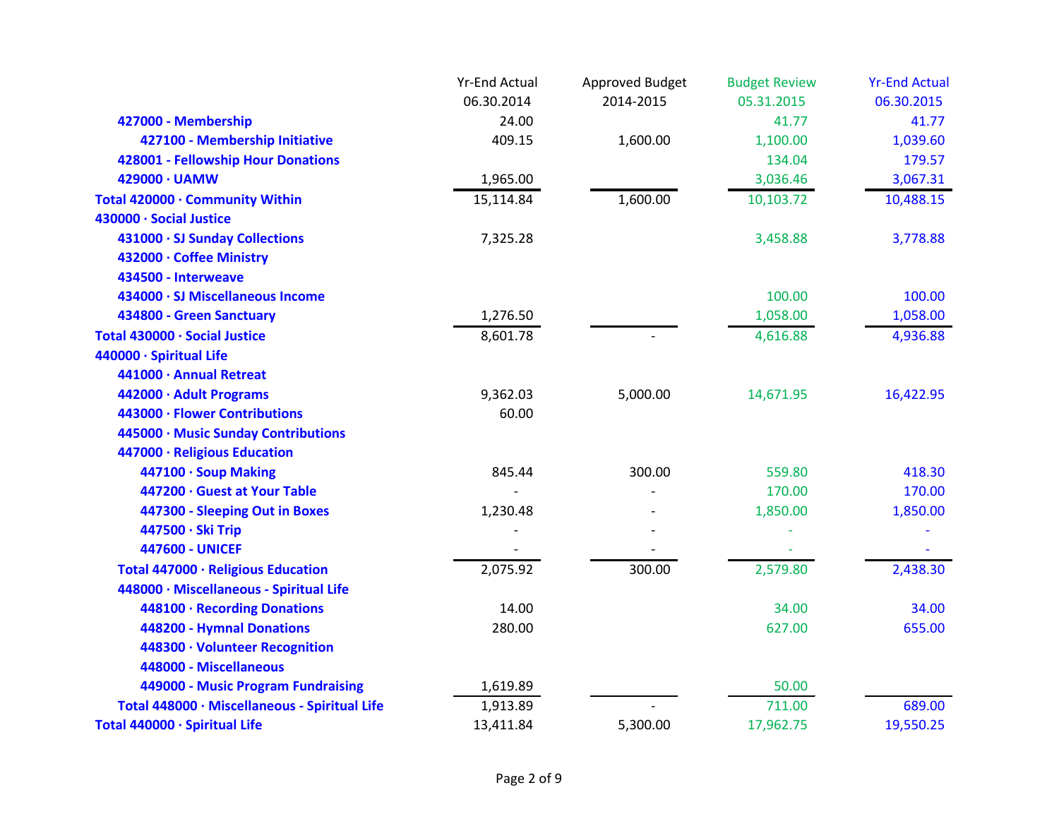| | Yr-End Actual 06.30.2014 | Approved Budget 2014-2015 | Budget Review 05.31.2015 | Yr-End Actual 06.30.2015 |
|---|---|---|---|---|
| 427000 - Membership | 24.00 | | 41.77 | 41.77 |
| 427100 - Membership Initiative | 409.15 | 1,600.00 | 1,100.00 | 1,039.60 |
| 428001 - Fellowship Hour Donations | | | 134.04 | 179.57 |
| 429000 · UAMW | 1,965.00 | | 3,036.46 | 3,067.31 |
| **Total 420000 · Community Within** | 15,114.84 | 1,600.00 | 10,103.72 | 10,488.15 |
| **430000 · Social Justice** | | | | |
| 431000 · SJ Sunday Collections | 7,325.28 | | 3,458.88 | 3,778.88 |
| 432000 · Coffee Ministry | | | | |
| 434500 - Interweave | | | | |
| 434000 · SJ Miscellaneous Income | | | 100.00 | 100.00 |
| 434800 - Green Sanctuary | 1,276.50 | | 1,058.00 | 1,058.00 |
| **Total 430000 · Social Justice** | 8,601.78 | - | 4,616.88 | 4,936.88 |
| **440000 · Spiritual Life** | | | | |
| 441000 · Annual Retreat | | | | |
| 442000 · Adult Programs | 9,362.03 | 5,000.00 | 14,671.95 | 16,422.95 |
| 443000 · Flower Contributions | 60.00 | | | |
| 445000 · Music Sunday Contributions | | | | |
| 447000 · Religious Education | | | | |
| 447100 · Soup Making | 845.44 | 300.00 | 559.80 | 418.30 |
| 447200 · Guest at Your Table | - | - | 170.00 | 170.00 |
| 447300 - Sleeping Out in Boxes | 1,230.48 | - | 1,850.00 | 1,850.00 |
| 447500 · Ski Trip | - | - | - | - |
| 447600 - UNICEF | - | - | - | - |
| **Total 447000 · Religious Education** | 2,075.92 | 300.00 | 2,579.80 | 2,438.30 |
| 448000 · Miscellaneous - Spiritual Life | | | | |
| 448100 · Recording Donations | 14.00 | | 34.00 | 34.00 |
| 448200 - Hymnal Donations | 280.00 | | 627.00 | 655.00 |
| 448300 · Volunteer Recognition | | | | |
| 448000 - Miscellaneous | | | | |
| 449000 - Music Program Fundraising | 1,619.89 | | 50.00 | |
| **Total 448000 · Miscellaneous - Spiritual Life** | 1,913.89 | - | 711.00 | 689.00 |
| **Total 440000 · Spiritual Life** | 13,411.84 | 5,300.00 | 17,962.75 | 19,550.25 |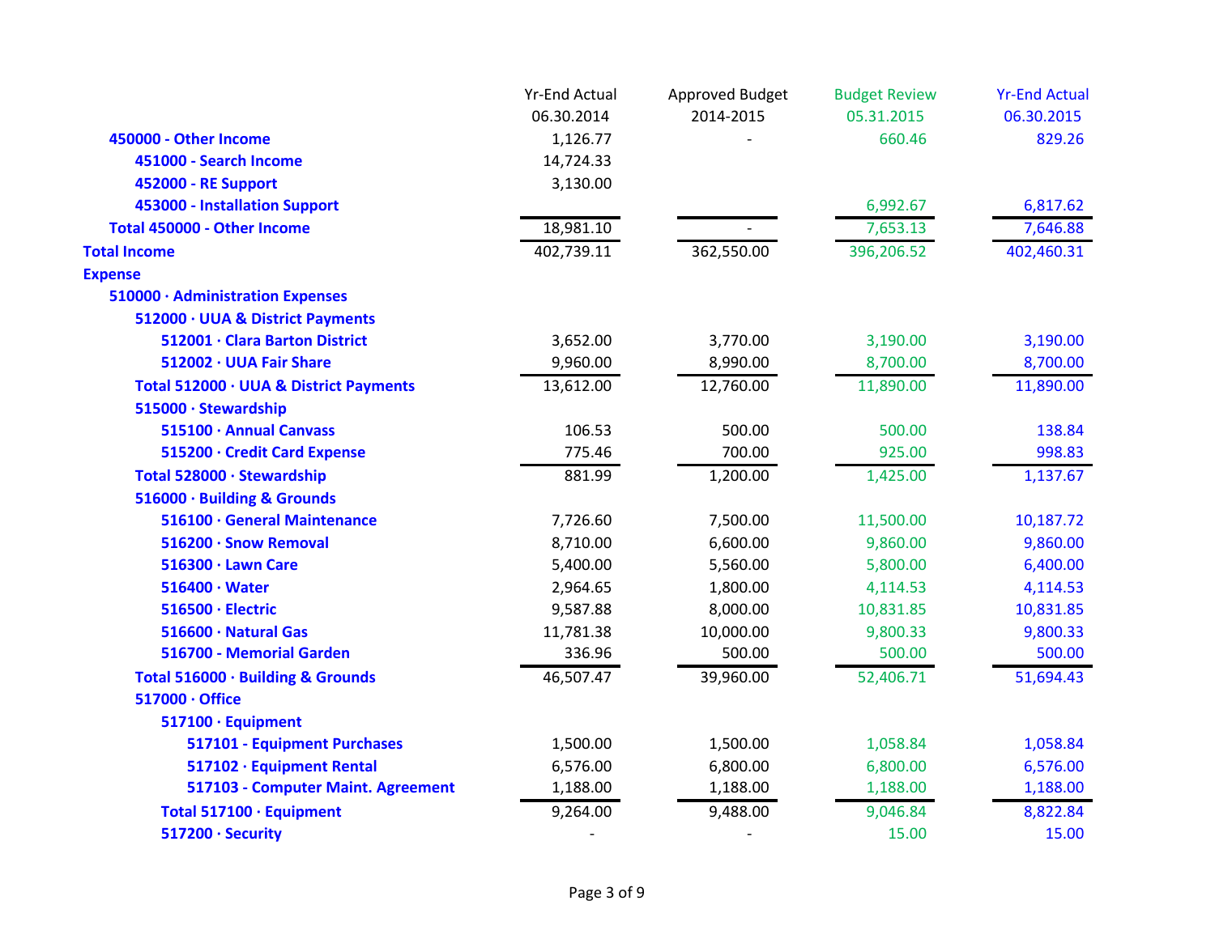| | Yr-End Actual 06.30.2014 | Approved Budget 2014-2015 | Budget Review 05.31.2015 | Yr-End Actual 06.30.2015 |
|---|---|---|---|---|
| 450000 - Other Income | 1,126.77 | - | 660.46 | 829.26 |
| 451000 - Search Income | 14,724.33 | | | |
| 452000 - RE Support | 3,130.00 | | | |
| 453000 - Installation Support | | | 6,992.67 | 6,817.62 |
| Total 450000 - Other Income | 18,981.10 | - | 7,653.13 | 7,646.88 |
| Total Income | 402,739.11 | 362,550.00 | 396,206.52 | 402,460.31 |
| Expense | | | | |
| 510000 · Administration Expenses | | | | |
| 512000 · UUA & District Payments | | | | |
| 512001 · Clara Barton District | 3,652.00 | 3,770.00 | 3,190.00 | 3,190.00 |
| 512002 · UUA Fair Share | 9,960.00 | 8,990.00 | 8,700.00 | 8,700.00 |
| Total 512000 · UUA & District Payments | 13,612.00 | 12,760.00 | 11,890.00 | 11,890.00 |
| 515000 · Stewardship | | | | |
| 515100 · Annual Canvass | 106.53 | 500.00 | 500.00 | 138.84 |
| 515200 · Credit Card Expense | 775.46 | 700.00 | 925.00 | 998.83 |
| Total 528000 · Stewardship | 881.99 | 1,200.00 | 1,425.00 | 1,137.67 |
| 516000 · Building & Grounds | | | | |
| 516100 · General Maintenance | 7,726.60 | 7,500.00 | 11,500.00 | 10,187.72 |
| 516200 · Snow Removal | 8,710.00 | 6,600.00 | 9,860.00 | 9,860.00 |
| 516300 · Lawn Care | 5,400.00 | 5,560.00 | 5,800.00 | 6,400.00 |
| 516400 · Water | 2,964.65 | 1,800.00 | 4,114.53 | 4,114.53 |
| 516500 · Electric | 9,587.88 | 8,000.00 | 10,831.85 | 10,831.85 |
| 516600 · Natural Gas | 11,781.38 | 10,000.00 | 9,800.33 | 9,800.33 |
| 516700 - Memorial Garden | 336.96 | 500.00 | 500.00 | 500.00 |
| Total 516000 · Building & Grounds | 46,507.47 | 39,960.00 | 52,406.71 | 51,694.43 |
| 517000 · Office | | | | |
| 517100 · Equipment | | | | |
| 517101 - Equipment Purchases | 1,500.00 | 1,500.00 | 1,058.84 | 1,058.84 |
| 517102 · Equipment Rental | 6,576.00 | 6,800.00 | 6,800.00 | 6,576.00 |
| 517103 - Computer Maint. Agreement | 1,188.00 | 1,188.00 | 1,188.00 | 1,188.00 |
| Total 517100 · Equipment | 9,264.00 | 9,488.00 | 9,046.84 | 8,822.84 |
| 517200 · Security | - | - | 15.00 | 15.00 |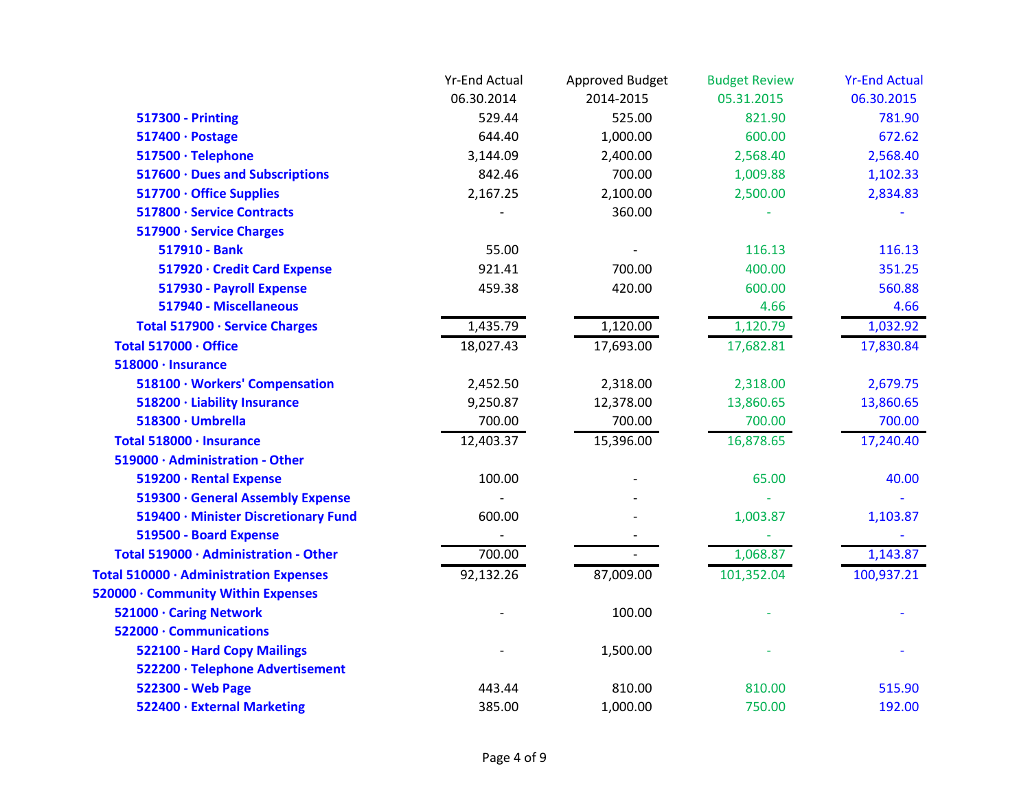| | Yr-End Actual 06.30.2014 | Approved Budget 2014-2015 | Budget Review 05.31.2015 | Yr-End Actual 06.30.2015 |
|---|---|---|---|---|
| 517300 - Printing | 529.44 | 525.00 | 821.90 | 781.90 |
| 517400 · Postage | 644.40 | 1,000.00 | 600.00 | 672.62 |
| 517500 · Telephone | 3,144.09 | 2,400.00 | 2,568.40 | 2,568.40 |
| 517600 · Dues and Subscriptions | 842.46 | 700.00 | 1,009.88 | 1,102.33 |
| 517700 · Office Supplies | 2,167.25 | 2,100.00 | 2,500.00 | 2,834.83 |
| 517800 · Service Contracts | - | 360.00 | - | - |
| 517900 · Service Charges | | | | |
| 517910 - Bank | 55.00 | - | 116.13 | 116.13 |
| 517920 · Credit Card Expense | 921.41 | 700.00 | 400.00 | 351.25 |
| 517930 - Payroll Expense | 459.38 | 420.00 | 600.00 | 560.88 |
| 517940 - Miscellaneous | | | 4.66 | 4.66 |
| Total 517900 · Service Charges | 1,435.79 | 1,120.00 | 1,120.79 | 1,032.92 |
| Total 517000 · Office | 18,027.43 | 17,693.00 | 17,682.81 | 17,830.84 |
| 518000 · Insurance | | | | |
| 518100 · Workers' Compensation | 2,452.50 | 2,318.00 | 2,318.00 | 2,679.75 |
| 518200 · Liability Insurance | 9,250.87 | 12,378.00 | 13,860.65 | 13,860.65 |
| 518300 · Umbrella | 700.00 | 700.00 | 700.00 | 700.00 |
| Total 518000 · Insurance | 12,403.37 | 15,396.00 | 16,878.65 | 17,240.40 |
| 519000 · Administration - Other | | | | |
| 519200 · Rental Expense | 100.00 | - | 65.00 | 40.00 |
| 519300 · General Assembly Expense | - | - | - | - |
| 519400 · Minister Discretionary Fund | 600.00 | - | 1,003.87 | 1,103.87 |
| 519500 - Board Expense | - | - | - | - |
| Total 519000 · Administration - Other | 700.00 | - | 1,068.87 | 1,143.87 |
| Total 510000 · Administration Expenses | 92,132.26 | 87,009.00 | 101,352.04 | 100,937.21 |
| 520000 · Community Within Expenses | | | | |
| 521000 · Caring Network | - | 100.00 | - | - |
| 522000 · Communications | | | | |
| 522100 - Hard Copy Mailings | - | 1,500.00 | - | - |
| 522200 · Telephone Advertisement | | | | |
| 522300 - Web Page | 443.44 | 810.00 | 810.00 | 515.90 |
| 522400 · External Marketing | 385.00 | 1,000.00 | 750.00 | 192.00 |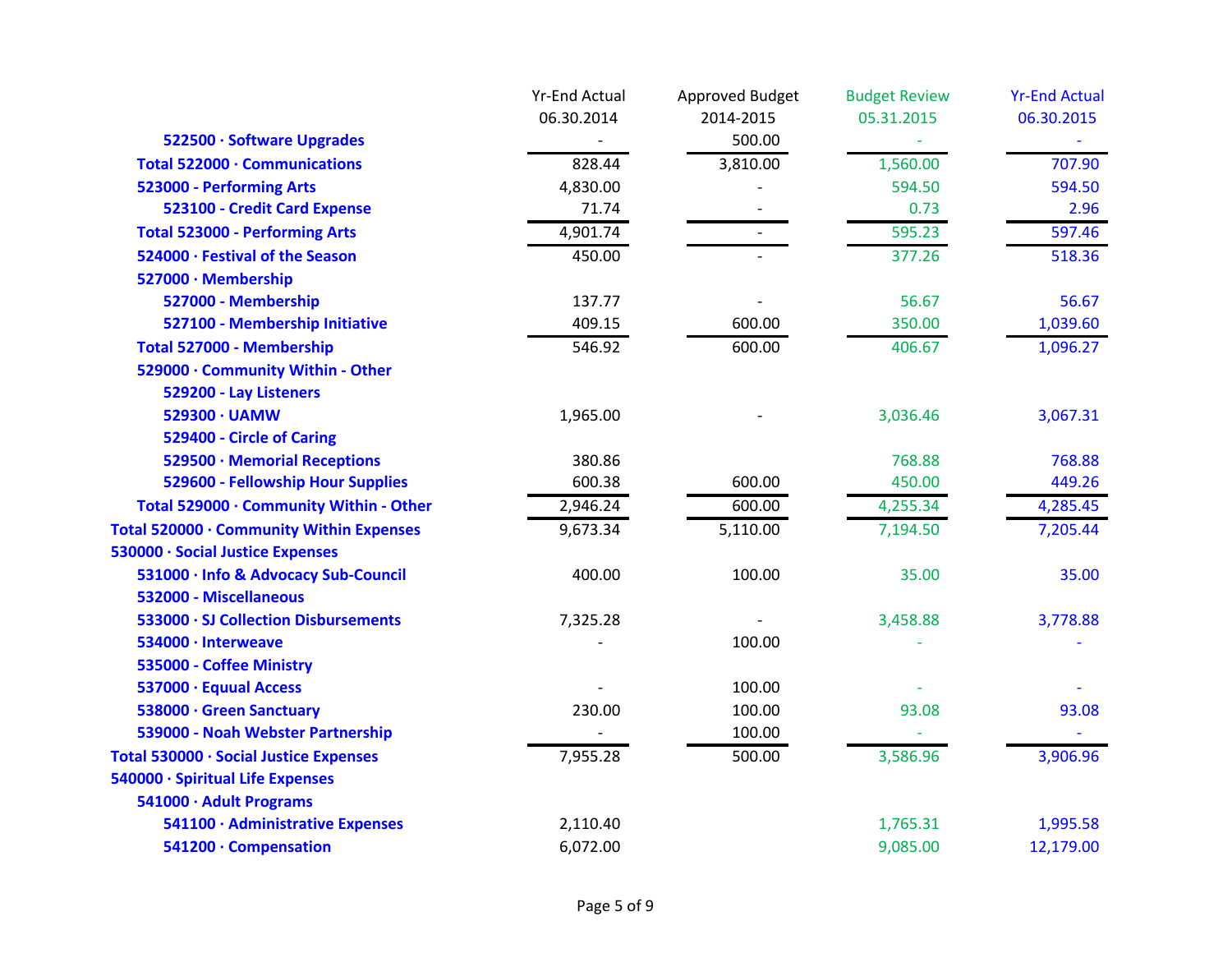| | Yr-End Actual 06.30.2014 | Approved Budget 2014-2015 | Budget Review 05.31.2015 | Yr-End Actual 06.30.2015 |
|---|---|---|---|---|
| 522500 · Software Upgrades | - | 500.00 | - | - |
| Total 522000 · Communications | 828.44 | 3,810.00 | 1,560.00 | 707.90 |
| 523000 - Performing Arts | 4,830.00 | - | 594.50 | 594.50 |
| 523100 - Credit Card Expense | 71.74 | - | 0.73 | 2.96 |
| Total 523000 - Performing Arts | 4,901.74 | - | 595.23 | 597.46 |
| 524000 · Festival of the Season | 450.00 | - | 377.26 | 518.36 |
| 527000 · Membership | | | | |
| 527000 - Membership | 137.77 | - | 56.67 | 56.67 |
| 527100 - Membership Initiative | 409.15 | 600.00 | 350.00 | 1,039.60 |
| Total 527000 - Membership | 546.92 | 600.00 | 406.67 | 1,096.27 |
| 529000 · Community Within - Other | | | | |
| 529200 - Lay Listeners | | | | |
| 529300 · UAMW | 1,965.00 | - | 3,036.46 | 3,067.31 |
| 529400 - Circle of Caring | | | | |
| 529500 · Memorial Receptions | 380.86 | | 768.88 | 768.88 |
| 529600 - Fellowship Hour Supplies | 600.38 | 600.00 | 450.00 | 449.26 |
| Total 529000 · Community Within - Other | 2,946.24 | 600.00 | 4,255.34 | 4,285.45 |
| Total 520000 · Community Within Expenses | 9,673.34 | 5,110.00 | 7,194.50 | 7,205.44 |
| 530000 · Social Justice Expenses | | | | |
| 531000 · Info & Advocacy Sub-Council | 400.00 | 100.00 | 35.00 | 35.00 |
| 532000 - Miscellaneous | | | | |
| 533000 · SJ Collection Disbursements | 7,325.28 | - | 3,458.88 | 3,778.88 |
| 534000 · Interweave | - | 100.00 | - | - |
| 535000 - Coffee Ministry | | | | |
| 537000 · Equual Access | - | 100.00 | - | - |
| 538000 · Green Sanctuary | 230.00 | 100.00 | 93.08 | 93.08 |
| 539000 - Noah Webster Partnership | - | 100.00 | - | - |
| Total 530000 · Social Justice Expenses | 7,955.28 | 500.00 | 3,586.96 | 3,906.96 |
| 540000 · Spiritual Life Expenses | | | | |
| 541000 · Adult Programs | | | | |
| 541100 · Administrative Expenses | 2,110.40 | | 1,765.31 | 1,995.58 |
| 541200 · Compensation | 6,072.00 | | 9,085.00 | 12,179.00 |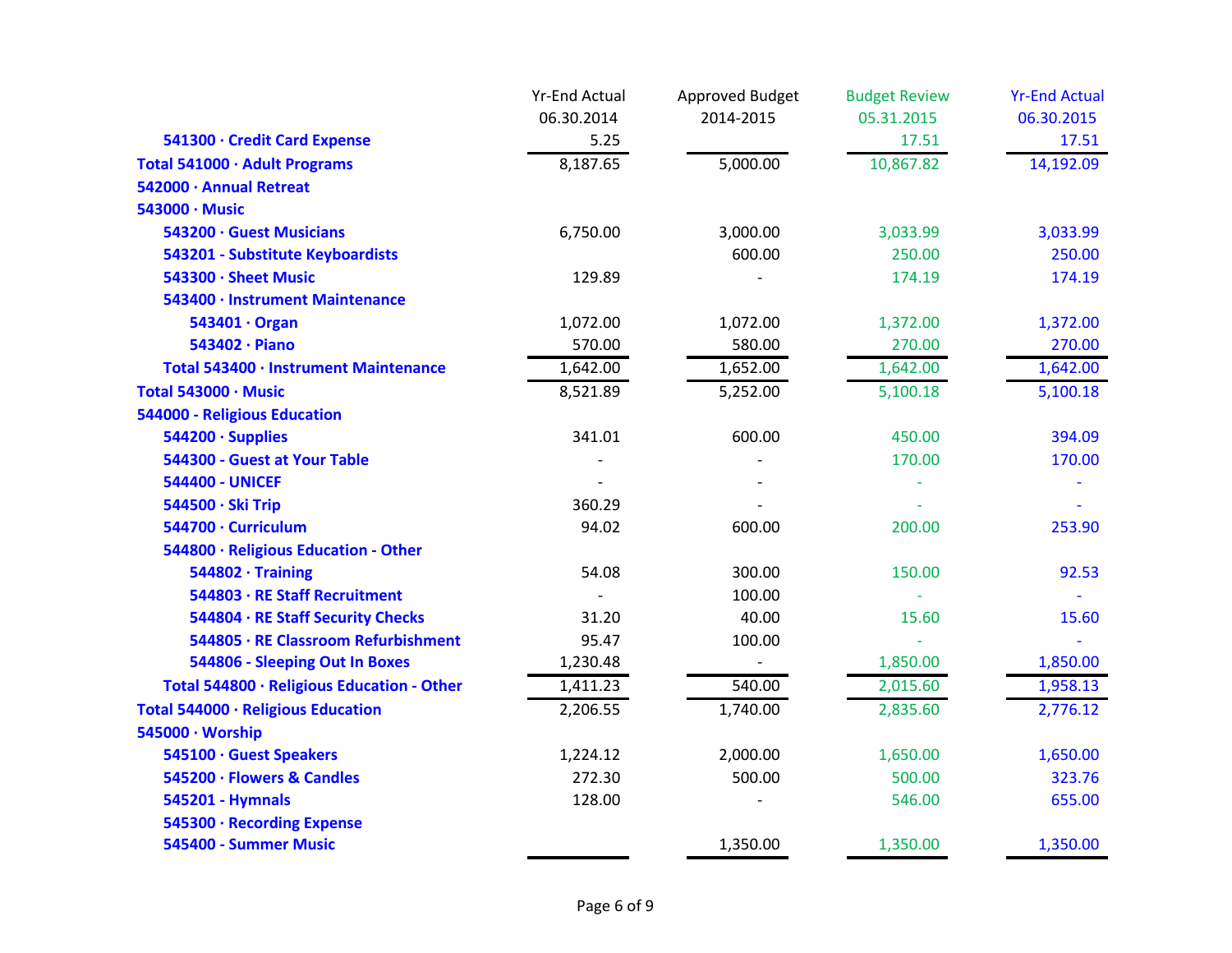| | Yr-End Actual 06.30.2014 | Approved Budget 2014-2015 | Budget Review 05.31.2015 | Yr-End Actual 06.30.2015 |
|---|---|---|---|---|
| 541300 · Credit Card Expense | 5.25 | | 17.51 | 17.51 |
| **Total 541000 · Adult Programs** | 8,187.65 | 5,000.00 | 10,867.82 | 14,192.09 |
| **542000 · Annual Retreat** | | | | |
| **543000 · Music** | | | | |
| 543200 · Guest Musicians | 6,750.00 | 3,000.00 | 3,033.99 | 3,033.99 |
| 543201 - Substitute Keyboardists | | 600.00 | 250.00 | 250.00 |
| 543300 · Sheet Music | 129.89 | - | 174.19 | 174.19 |
| 543400 · Instrument Maintenance | | | | |
| 543401 · Organ | 1,072.00 | 1,072.00 | 1,372.00 | 1,372.00 |
| 543402 · Piano | 570.00 | 580.00 | 270.00 | 270.00 |
| Total 543400 · Instrument Maintenance | 1,642.00 | 1,652.00 | 1,642.00 | 1,642.00 |
| **Total 543000 · Music** | 8,521.89 | 5,252.00 | 5,100.18 | 5,100.18 |
| **544000 - Religious Education** | | | | |
| 544200 · Supplies | 341.01 | 600.00 | 450.00 | 394.09 |
| 544300 - Guest at Your Table | - | - | 170.00 | 170.00 |
| 544400 - UNICEF | - | - | - | - |
| 544500 · Ski Trip | 360.29 | - | - | - |
| 544700 · Curriculum | 94.02 | 600.00 | 200.00 | 253.90 |
| 544800 · Religious Education - Other | | | | |
| 544802 · Training | 54.08 | 300.00 | 150.00 | 92.53 |
| 544803 · RE Staff Recruitment | - | 100.00 | - | - |
| 544804 · RE Staff Security Checks | 31.20 | 40.00 | 15.60 | 15.60 |
| 544805 · RE Classroom Refurbishment | 95.47 | 100.00 | - | - |
| 544806 - Sleeping Out In Boxes | 1,230.48 | - | 1,850.00 | 1,850.00 |
| Total 544800 · Religious Education - Other | 1,411.23 | 540.00 | 2,015.60 | 1,958.13 |
| **Total 544000 · Religious Education** | 2,206.55 | 1,740.00 | 2,835.60 | 2,776.12 |
| **545000 · Worship** | | | | |
| 545100 · Guest Speakers | 1,224.12 | 2,000.00 | 1,650.00 | 1,650.00 |
| 545200 · Flowers & Candles | 272.30 | 500.00 | 500.00 | 323.76 |
| 545201 - Hymnals | 128.00 | - | 546.00 | 655.00 |
| 545300 · Recording Expense | | | | |
| 545400 - Summer Music | | 1,350.00 | 1,350.00 | 1,350.00 |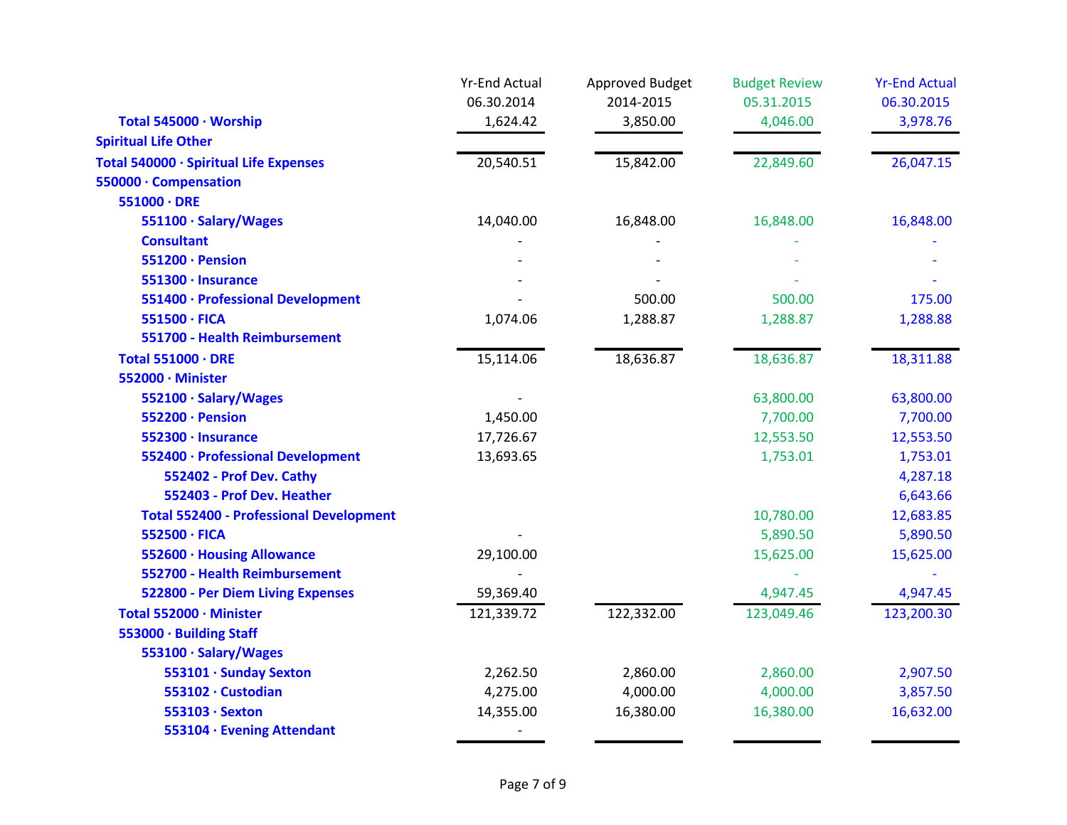| | Yr-End Actual 06.30.2014 | Approved Budget 2014-2015 | Budget Review 05.31.2015 | Yr-End Actual 06.30.2015 |
|---|---|---|---|---|
| **Total 545000 · Worship** | 1,624.42 | 3,850.00 | 4,046.00 | 3,978.76 |
| **Spiritual Life Other** | | | | |
| **Total 540000 · Spiritual Life Expenses** | 20,540.51 | 15,842.00 | 22,849.60 | 26,047.15 |
| **550000 · Compensation** | | | | |
| **551000 · DRE** | | | | |
| **551100 · Salary/Wages** | 14,040.00 | 16,848.00 | 16,848.00 | 16,848.00 |
| **Consultant** | - | - | - | - |
| **551200 · Pension** | - | - | - | - |
| **551300 · Insurance** | - | - | - | - |
| **551400 · Professional Development** | - | 500.00 | 500.00 | 175.00 |
| **551500 · FICA** | 1,074.06 | 1,288.87 | 1,288.87 | 1,288.88 |
| **551700 - Health Reimbursement** | | | | |
| **Total 551000 · DRE** | 15,114.06 | 18,636.87 | 18,636.87 | 18,311.88 |
| **552000 · Minister** | | | | |
| **552100 · Salary/Wages** | - | | 63,800.00 | 63,800.00 |
| **552200 · Pension** | 1,450.00 | | 7,700.00 | 7,700.00 |
| **552300 · Insurance** | 17,726.67 | | 12,553.50 | 12,553.50 |
| **552400 · Professional Development** | 13,693.65 | | 1,753.01 | 1,753.01 |
| **552402 - Prof Dev. Cathy** | | | | 4,287.18 |
| **552403 - Prof Dev. Heather** | | | | 6,643.66 |
| **Total 552400 - Professional Development** | | | 10,780.00 | 12,683.85 |
| **552500 · FICA** | - | | 5,890.50 | 5,890.50 |
| **552600 · Housing Allowance** | 29,100.00 | | 15,625.00 | 15,625.00 |
| **552700 - Health Reimbursement** | - | | - | - |
| **522800 - Per Diem Living Expenses** | 59,369.40 | | 4,947.45 | 4,947.45 |
| **Total 552000 · Minister** | 121,339.72 | 122,332.00 | 123,049.46 | 123,200.30 |
| **553000 · Building Staff** | | | | |
| **553100 · Salary/Wages** | | | | |
| **553101 · Sunday Sexton** | 2,262.50 | 2,860.00 | 2,860.00 | 2,907.50 |
| **553102 · Custodian** | 4,275.00 | 4,000.00 | 4,000.00 | 3,857.50 |
| **553103 · Sexton** | 14,355.00 | 16,380.00 | 16,380.00 | 16,632.00 |
| **553104 · Evening Attendant** | - | | | |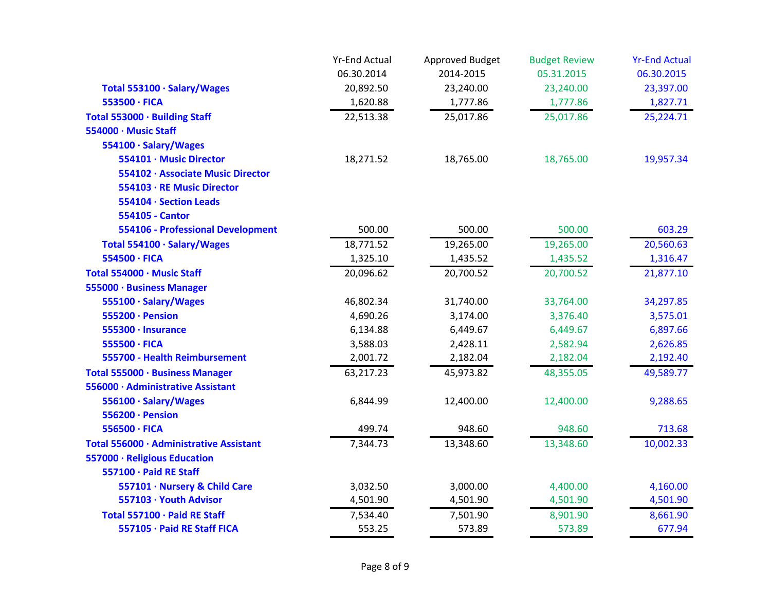| | Yr-End Actual 06.30.2014 | Approved Budget 2014-2015 | Budget Review 05.31.2015 | Yr-End Actual 06.30.2015 |
|---|---|---|---|---|
| **Total 553100 · Salary/Wages** | 20,892.50 | 23,240.00 | 23,240.00 | 23,397.00 |
| **553500 · FICA** | 1,620.88 | 1,777.86 | 1,777.86 | 1,827.71 |
| **Total 553000 · Building Staff** | 22,513.38 | 25,017.86 | 25,017.86 | 25,224.71 |
| **554000 · Music Staff** | | | | |
| **554100 · Salary/Wages** | | | | |
| **554101 · Music Director** | 18,271.52 | 18,765.00 | 18,765.00 | 19,957.34 |
| **554102 · Associate Music Director** | | | | |
| **554103 · RE Music Director** | | | | |
| **554104 · Section Leads** | | | | |
| **554105 - Cantor** | | | | |
| **554106 - Professional Development** | 500.00 | 500.00 | 500.00 | 603.29 |
| **Total 554100 · Salary/Wages** | 18,771.52 | 19,265.00 | 19,265.00 | 20,560.63 |
| **554500 · FICA** | 1,325.10 | 1,435.52 | 1,435.52 | 1,316.47 |
| **Total 554000 · Music Staff** | 20,096.62 | 20,700.52 | 20,700.52 | 21,877.10 |
| **555000 · Business Manager** | | | | |
| **555100 · Salary/Wages** | 46,802.34 | 31,740.00 | 33,764.00 | 34,297.85 |
| **555200 · Pension** | 4,690.26 | 3,174.00 | 3,376.40 | 3,575.01 |
| **555300 · Insurance** | 6,134.88 | 6,449.67 | 6,449.67 | 6,897.66 |
| **555500 · FICA** | 3,588.03 | 2,428.11 | 2,582.94 | 2,626.85 |
| **555700 - Health Reimbursement** | 2,001.72 | 2,182.04 | 2,182.04 | 2,192.40 |
| **Total 555000 · Business Manager** | 63,217.23 | 45,973.82 | 48,355.05 | 49,589.77 |
| **556000 · Administrative Assistant** | | | | |
| **556100 · Salary/Wages** | 6,844.99 | 12,400.00 | 12,400.00 | 9,288.65 |
| **556200 · Pension** | | | | |
| **556500 · FICA** | 499.74 | 948.60 | 948.60 | 713.68 |
| **Total 556000 · Administrative Assistant** | 7,344.73 | 13,348.60 | 13,348.60 | 10,002.33 |
| **557000 · Religious Education** | | | | |
| **557100 · Paid RE Staff** | | | | |
| **557101 · Nursery & Child Care** | 3,032.50 | 3,000.00 | 4,400.00 | 4,160.00 |
| **557103 · Youth Advisor** | 4,501.90 | 4,501.90 | 4,501.90 | 4,501.90 |
| **Total 557100 · Paid RE Staff** | 7,534.40 | 7,501.90 | 8,901.90 | 8,661.90 |
| **557105 · Paid RE Staff FICA** | 553.25 | 573.89 | 573.89 | 677.94 |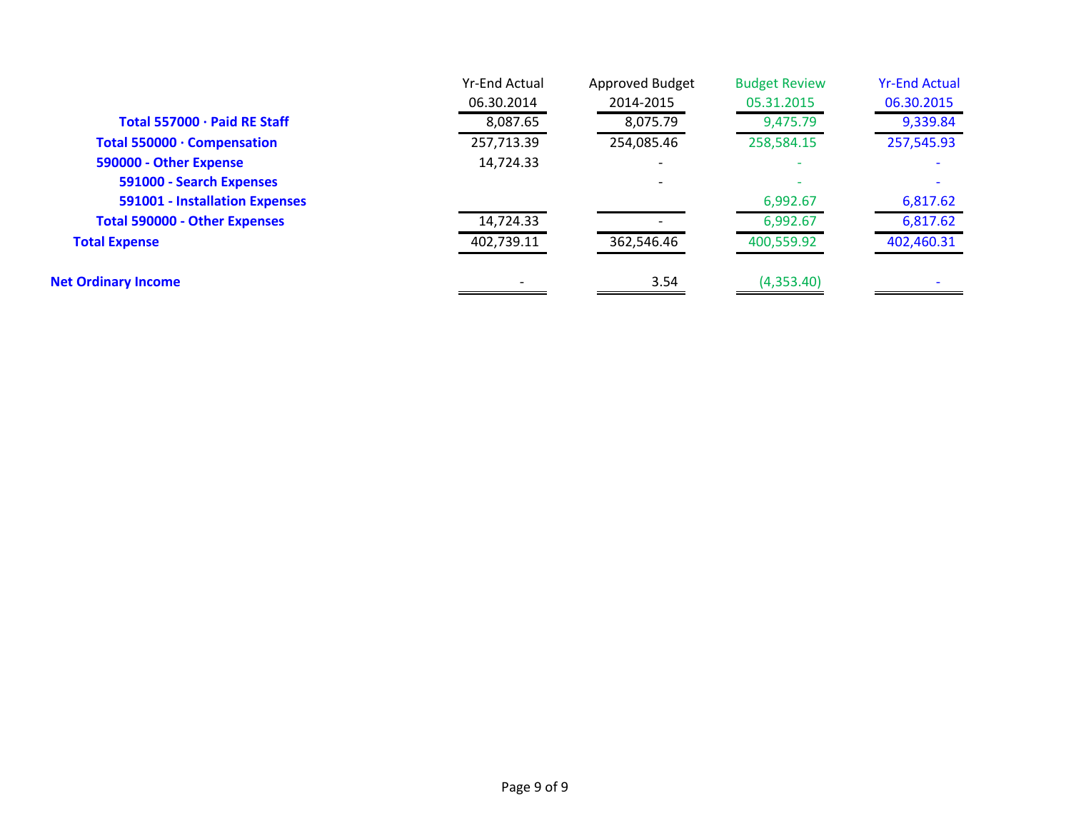| | Yr-End Actual 06.30.2014 | Approved Budget 2014-2015 | Budget Review 05.31.2015 | Yr-End Actual 06.30.2015 |
|---|---|---|---|---|
| **Total 557000 · Paid RE Staff** | 8,087.65 | 8,075.79 | 9,475.79 | 9,339.84 |
| **Total 550000 · Compensation** | 257,713.39 | 254,085.46 | 258,584.15 | 257,545.93 |
| **590000 - Other Expense** | 14,724.33 | - | - | - |
| **591000 - Search Expenses** | | - | - | - |
| **591001 - Installation Expenses** | | | 6,992.67 | 6,817.62 |
| **Total 590000 - Other Expenses** | 14,724.33 | - | 6,992.67 | 6,817.62 |
| **Total Expense** | 402,739.11 | 362,546.46 | 400,559.92 | 402,460.31 |
| **Net Ordinary Income** | - | 3.54 | (4,353.40) | - |